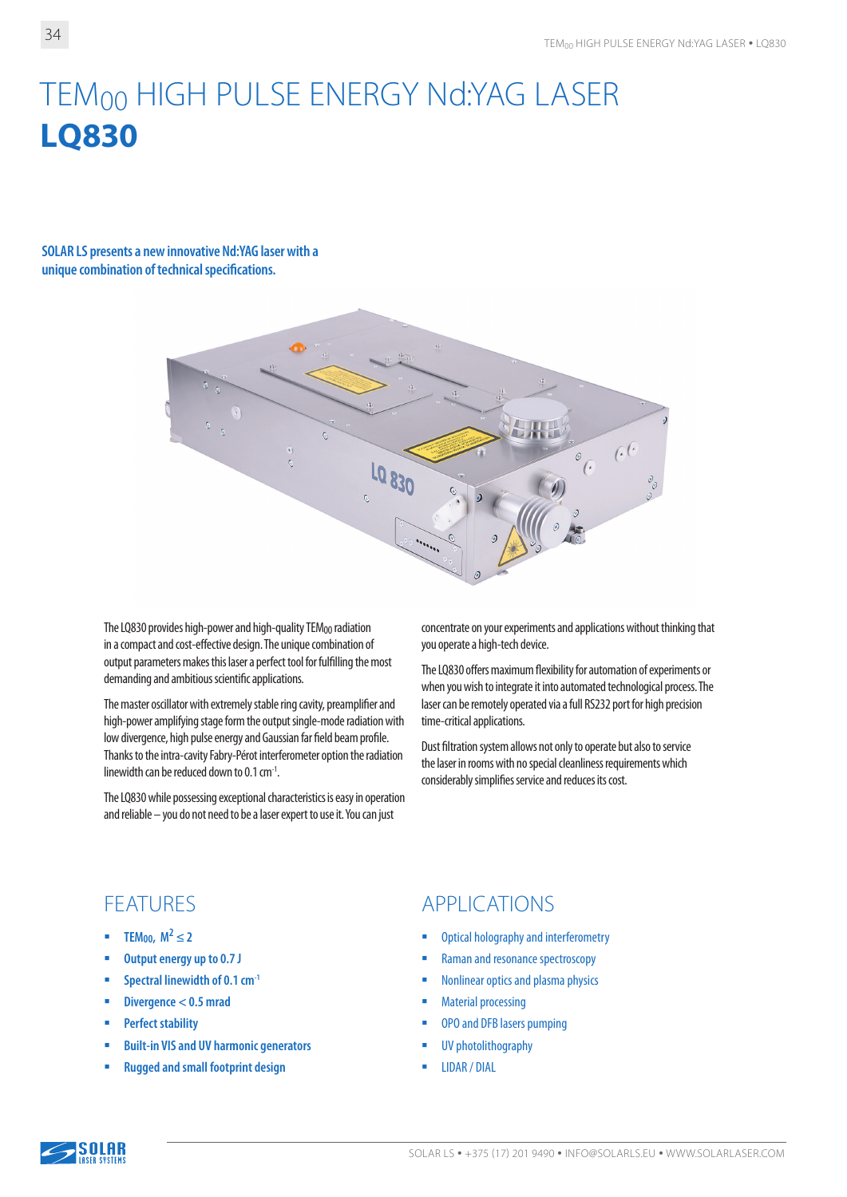# $TEM_{00}$ HIGH PULSE ENERGY Nd:YAG LASER

# LQ830

**SOLAR LS presents a new innovative Nd:YAG laser with a unique combination of technical specifications.**

The LQ830 provides high-power and high-quality $TEM_{00}$ radiation in a compact and cost-effective design. The unique combination of output parameters makes this laser a perfect tool for fulfilling the most demanding and ambitious scientific applications.

The master oscillator with extremely stable ring cavity, preamplifier and high-power amplifying stage form the output single-mode radiation with low divergence, high pulse energy and Gaussian far field beam profile. Thanks to the intra-cavity Fabry-Pérot interferometer option the radiation linewidth can be reduced down to 0.1 $cm^{-1}$.

The LQ830 while possessing exceptional characteristics is easy in operation and reliable – you do not need to be a laser expert to use it. You can just concentrate on your experiments and applications without thinking that you operate a high-tech device.

The LQ830 offers maximum flexibility for automation of experiments or when you wish to integrate it into automated technological process. The laser can be remotely operated via a full RS232 port for high precision time-critical applications.

Dust filtration system allows not only to operate but also to service the laser in rooms with no special cleanliness requirements which considerably simplifies service and reduces its cost.

## FEATURES

- $TEM_{00}$, $M^2 \leq 2$
- Output energy up to 0.7 J
- Spectral linewidth of 0.1 $cm^{-1}$
- Divergence < 0.5 mrad
- Perfect stability
- Built-in VIS and UV harmonic generators
- Rugged and small footprint design

## APPLICATIONS

- Optical holography and interferometry
- Raman and resonance spectroscopy
- Nonlinear optics and plasma physics
- Material processing
- OPO and DFB lasers pumping
- UV photolithography
- LIDAR / DIAL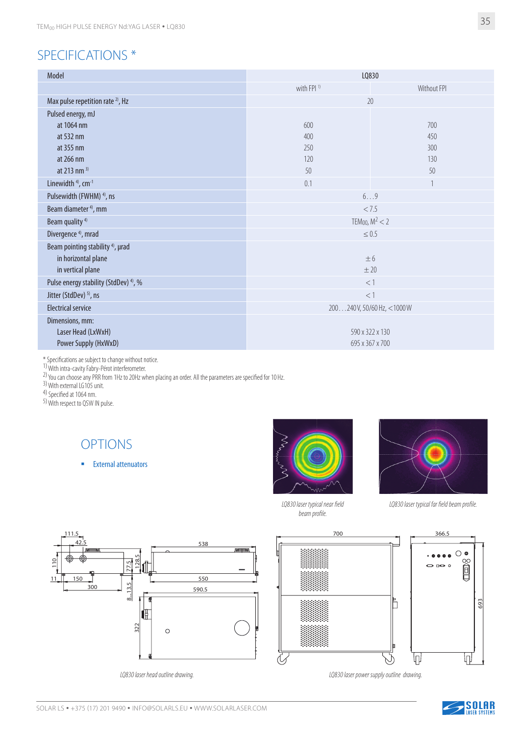## SPECIFICATIONS *

| Model | LQ830 | |
|---|---|---|
| | with FPI [1] | Without FPI |
| Max pulse repetition rate [2], Hz | 20 | |
| Pulsed energy, mJ | | |
| at 1064 nm | 600 | 700 |
| at 532 nm | 400 | 450 |
| at 355 nm | 250 | 300 |
| at 266 nm | 120 | 130 |
| at 213 nm [3] | 50 | 50 |
| Linewidth [4], $cm^{-1}$ | 0.1 | 1 |
| Pulsewidth (FWHM) [4], ns | 6…9 | |
| Beam diameter [4], mm | < 7.5 | |
| Beam quality [4] | $TEM_{00}$, $M^2 < 2$ | |
| Divergence [4], mrad | ≤ 0.5 | |
| Beam pointing stability [4], µrad | | |
| in horizontal plane | ± 6 | |
| in vertical plane | ± 20 | |
| Pulse energy stability (StdDev) [4], % | < 1 | |
| Jitter (StdDev) [5], ns | < 1 | |
| Electrical service | 200…240 V, 50/60 Hz, <1000 W | |
| Dimensions, mm: | | |
| Laser Head (LxWxH) | 590 x 322 x 130 | |
| Power Supply (HxWxD) | 695 x 367 x 700 | |

* Specifications ae subject to change without notice.
[1] With intra-cavity Fabry-Pérot interferometer.
[2] You can choose any PRR from 1Hz to 20Hz when placing an order. All the parameters are specified for 10 Hz.
[3] With external LG105 unit.
[4] Specified at 1064 nm.
[5] With respect to QSW IN pulse.

## OPTIONS

- External attenuators

*LQ830 laser typical near field beam profile.*

*LQ830 laser typical far field beam profile.*

*LQ830 laser head outline drawing.*

*LQ830 laser power supply outline drawing.*